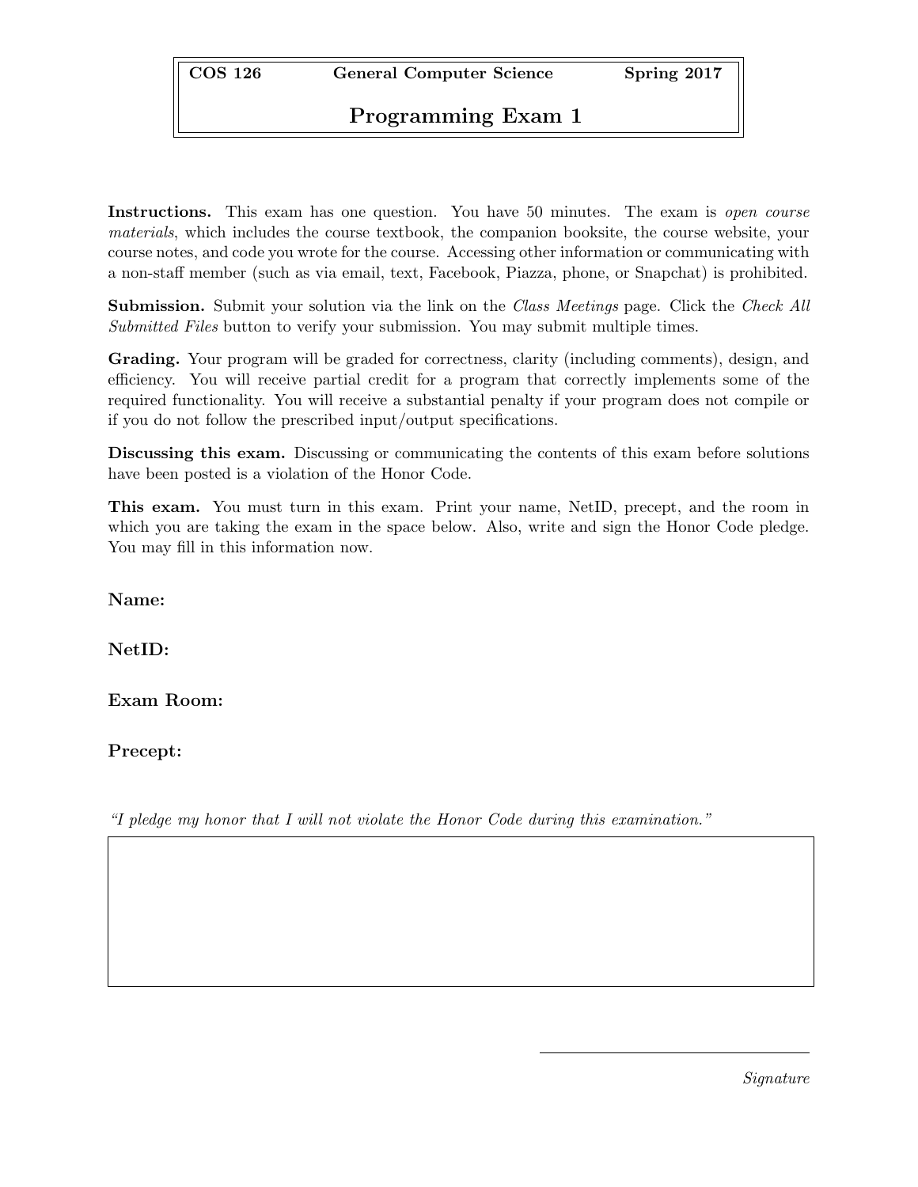**COS 126** **General Computer Science** **Spring 2017**

# Programming Exam 1

**Instructions.** This exam has one question. You have 50 minutes. The exam is *open course materials*, which includes the course textbook, the companion booksite, the course website, your course notes, and code you wrote for the course. Accessing other information or communicating with a non-staff member (such as via email, text, Facebook, Piazza, phone, or Snapchat) is prohibited.

**Submission.** Submit your solution via the link on the *Class Meetings* page. Click the *Check All Submitted Files* button to verify your submission. You may submit multiple times.

**Grading.** Your program will be graded for correctness, clarity (including comments), design, and efficiency. You will receive partial credit for a program that correctly implements some of the required functionality. You will receive a substantial penalty if your program does not compile or if you do not follow the prescribed input/output specifications.

**Discussing this exam.** Discussing or communicating the contents of this exam before solutions have been posted is a violation of the Honor Code.

**This exam.** You must turn in this exam. Print your name, NetID, precept, and the room in which you are taking the exam in the space below. Also, write and sign the Honor Code pledge. You may fill in this information now.

**Name:**

**NetID:**

**Exam Room:**

**Precept:**

*"I pledge my honor that I will not violate the Honor Code during this examination."*

*Signature*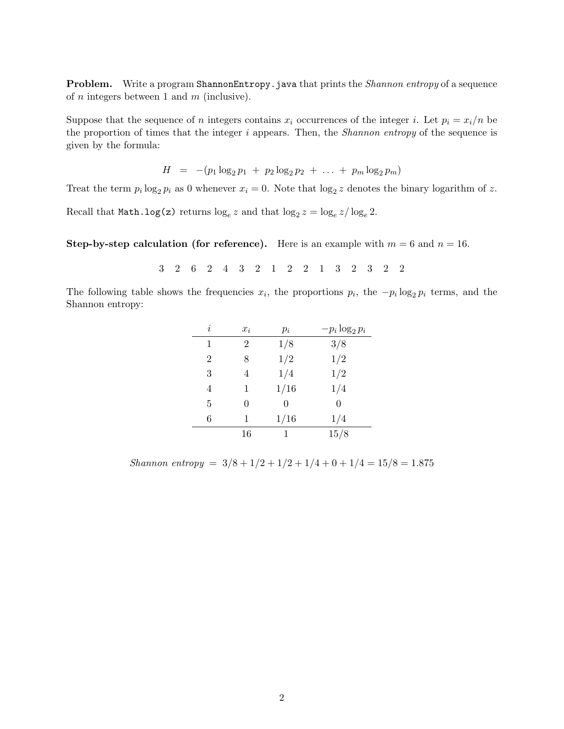**Problem.** Write a program `ShannonEntropy.java` that prints the *Shannon entropy* of a sequence of $n$ integers between 1 and $m$ (inclusive).

Suppose that the sequence of $n$ integers contains $x_i$ occurrences of the integer $i$. Let $p_i = x_i/n$ be the proportion of times that the integer $i$ appears. Then, the *Shannon entropy* of the sequence is given by the formula:

$$H \;=\; -(p_1 \log_2 p_1 \;+\; p_2 \log_2 p_2 \;+\; \ldots \;+\; p_m \log_2 p_m)$$

Treat the term $p_i \log_2 p_i$ as 0 whenever $x_i = 0$. Note that $\log_2 z$ denotes the binary logarithm of $z$.

Recall that `Math.log(z)` returns $\log_e z$ and that $\log_2 z = \log_e z / \log_e 2$.

**Step-by-step calculation (for reference).** Here is an example with $m = 6$ and $n = 16$.

3 2 6 2 4 3 2 1 2 2 1 3 2 3 2 2

The following table shows the frequencies $x_i$, the proportions $p_i$, the $-p_i \log_2 p_i$ terms, and the Shannon entropy:

| $i$ | $x_i$ | $p_i$ | $-p_i \log_2 p_i$ |
|---|---|---|---|
| 1 | 2 | 1/8 | 3/8 |
| 2 | 8 | 1/2 | 1/2 |
| 3 | 4 | 1/4 | 1/2 |
| 4 | 1 | 1/16 | 1/4 |
| 5 | 0 | 0 | 0 |
| 6 | 1 | 1/16 | 1/4 |
| | 16 | 1 | 15/8 |

$$\textit{Shannon entropy} \;=\; 3/8 + 1/2 + 1/2 + 1/4 + 0 + 1/4 = 15/8 = 1.875$$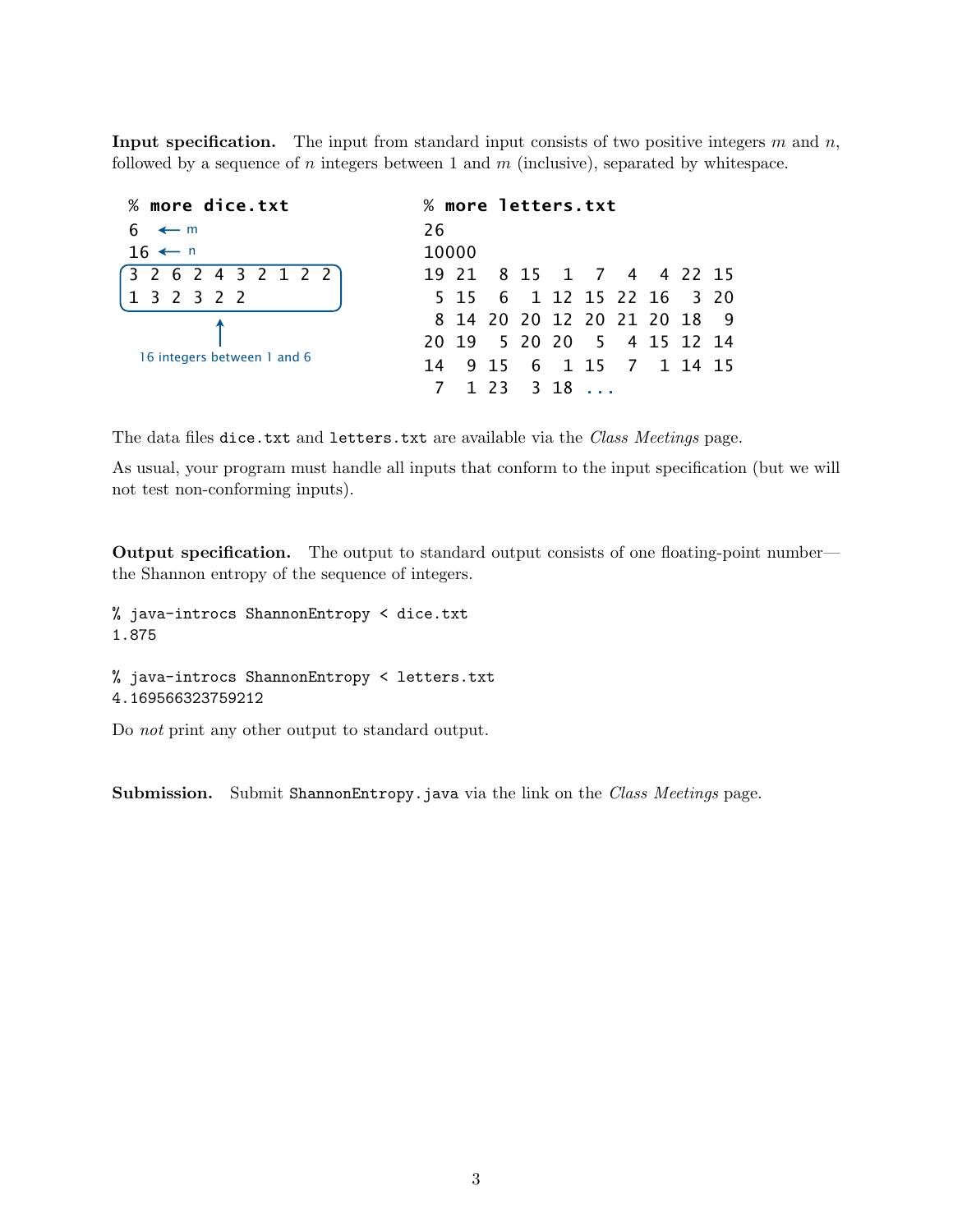**Input specification.** The input from standard input consists of two positive integers $m$ and $n$, followed by a sequence of $n$ integers between 1 and $m$ (inclusive), separated by whitespace.

```
% more dice.txt
6   ← m
16  ← n
3 2 6 2 4 3 2 1 2 2
1 3 2 3 2 2
```

16 integers between 1 and 6

```
% more letters.txt
26
10000
19 21  8 15  1  7  4  4 22 15
 5 15  6  1 12 15 22 16  3 20
 8 14 20 20 12 20 21 20 18  9
20 19  5 20 20  5  4 15 12 14
14  9 15  6  1 15  7  1 14 15
 7  1 23  3 18 ...
```

The data files `dice.txt` and `letters.txt` are available via the *Class Meetings* page.

As usual, your program must handle all inputs that conform to the input specification (but we will not test non-conforming inputs).

**Output specification.** The output to standard output consists of one floating-point number—the Shannon entropy of the sequence of integers.

```
% java-introcs ShannonEntropy < dice.txt
1.875

% java-introcs ShannonEntropy < letters.txt
4.169566323759212
```

Do *not* print any other output to standard output.

**Submission.** Submit `ShannonEntropy.java` via the link on the *Class Meetings* page.